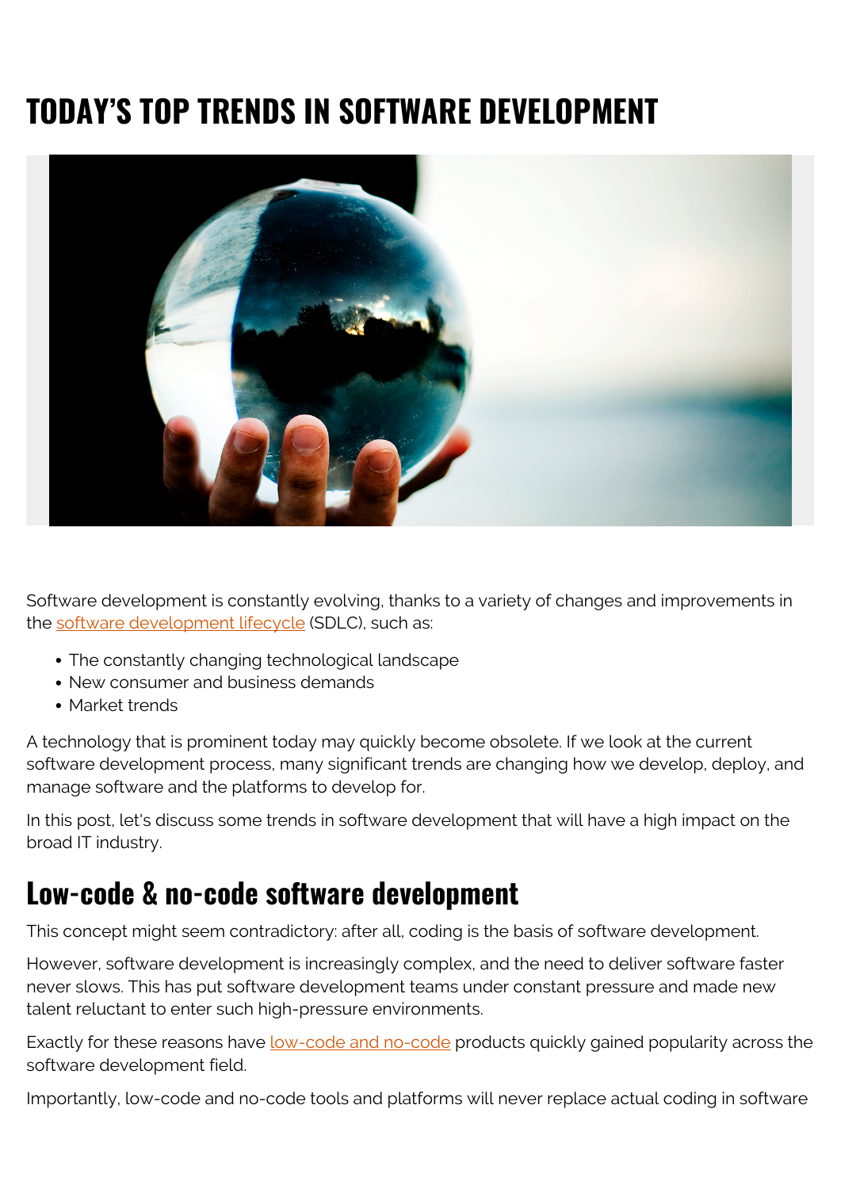# TODAY'S TOP TRENDS IN SOFTWARE DEVELOPMENT

Software development is constantly evolving, thanks to a variety of changes and improvements in the software development lifecycle (SDLC), such as:

- The constantly changing technological landscape
- New consumer and business demands
- Market trends

A technology that is prominent today may quickly become obsolete. If we look at the current software development process, many significant trends are changing how we develop, deploy, and manage software and the platforms to develop for.

In this post, let's discuss some trends in software development that will have a high impact on the broad IT industry.

## Low-code & no-code software development

This concept might seem contradictory: after all, coding is the basis of software development.

However, software development is increasingly complex, and the need to deliver software faster never slows. This has put software development teams under constant pressure and made new talent reluctant to enter such high-pressure environments.

Exactly for these reasons have low-code and no-code products quickly gained popularity across the software development field.

Importantly, low-code and no-code tools and platforms will never replace actual coding in software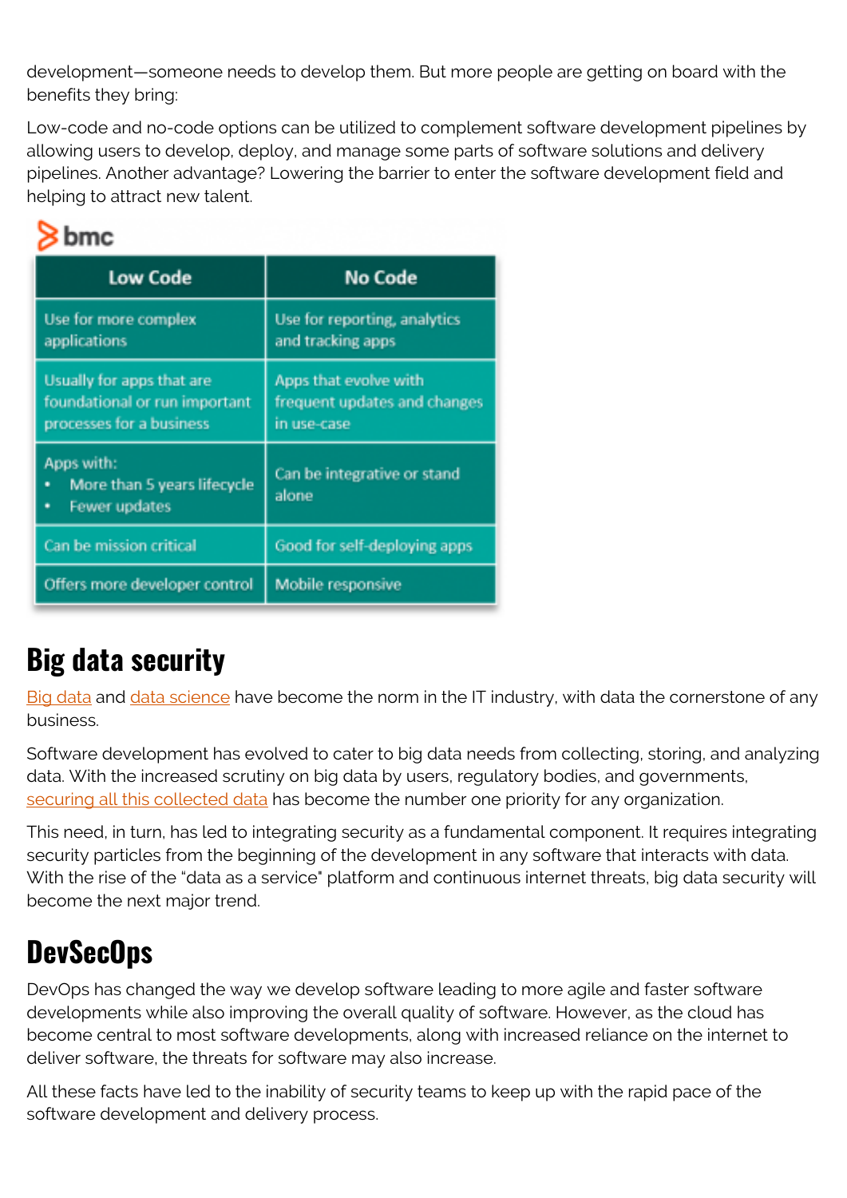development—someone needs to develop them. But more people are getting on board with the benefits they bring:

Low-code and no-code options can be utilized to complement software development pipelines by allowing users to develop, deploy, and manage some parts of software solutions and delivery pipelines. Another advantage? Lowering the barrier to enter the software development field and helping to attract new talent.

bmc

| Low Code | No Code |
| --- | --- |
| Use for more complex applications | Use for reporting, analytics and tracking apps |
| Usually for apps that are foundational or run important processes for a business | Apps that evolve with frequent updates and changes in use-case |
| Apps with:<br>• More than 5 years lifecycle<br>• Fewer updates | Can be integrative or stand alone |
| Can be mission critical | Good for self-deploying apps |
| Offers more developer control | Mobile responsive |

## Big data security

Big data and data science have become the norm in the IT industry, with data the cornerstone of any business.

Software development has evolved to cater to big data needs from collecting, storing, and analyzing data. With the increased scrutiny on big data by users, regulatory bodies, and governments, securing all this collected data has become the number one priority for any organization.

This need, in turn, has led to integrating security as a fundamental component. It requires integrating security particles from the beginning of the development in any software that interacts with data. With the rise of the "data as a service" platform and continuous internet threats, big data security will become the next major trend.

## DevSecOps

DevOps has changed the way we develop software leading to more agile and faster software developments while also improving the overall quality of software. However, as the cloud has become central to most software developments, along with increased reliance on the internet to deliver software, the threats for software may also increase.

All these facts have led to the inability of security teams to keep up with the rapid pace of the software development and delivery process.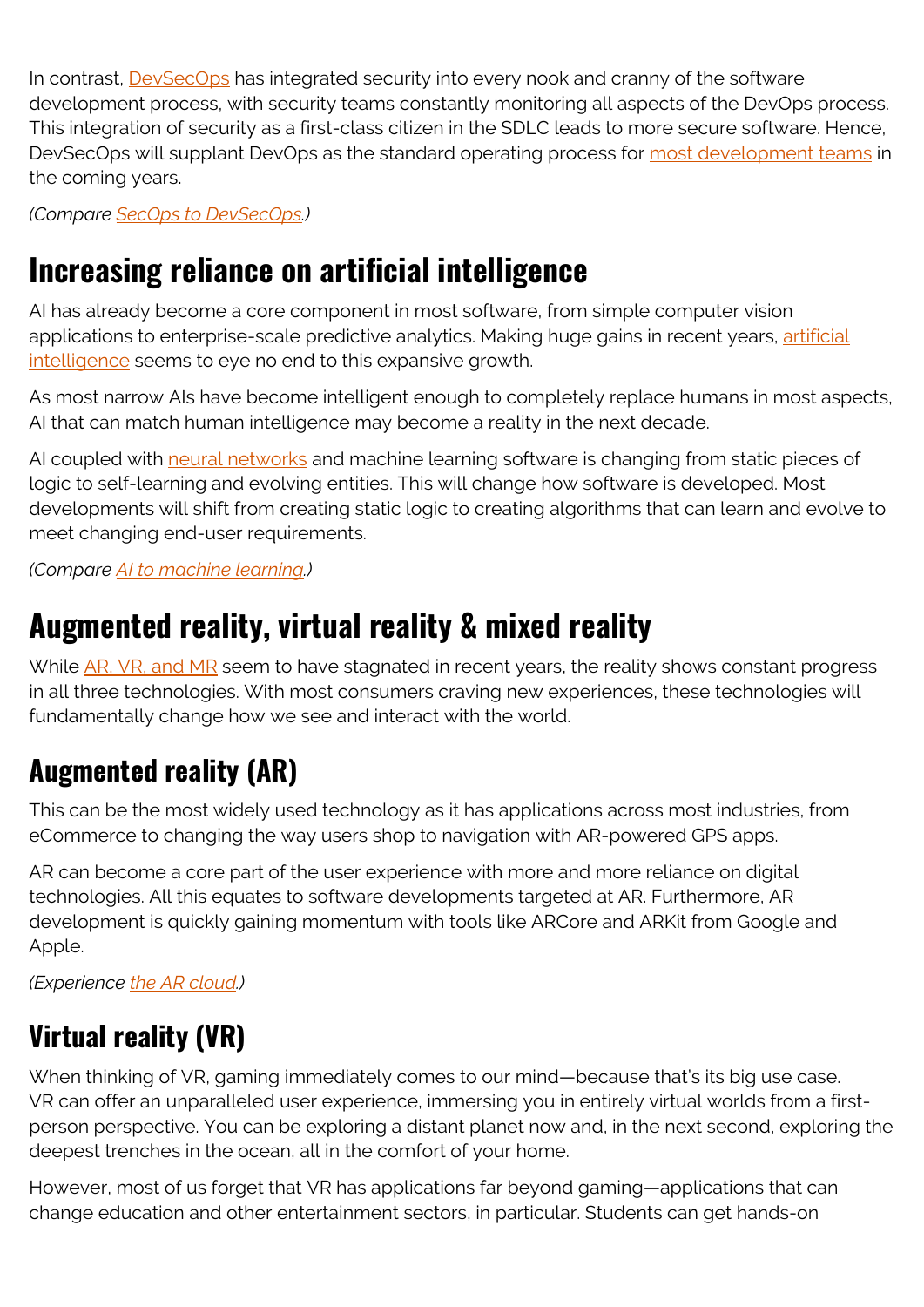In contrast, DevSecOps has integrated security into every nook and cranny of the software development process, with security teams constantly monitoring all aspects of the DevOps process. This integration of security as a first-class citizen in the SDLC leads to more secure software. Hence, DevSecOps will supplant DevOps as the standard operating process for most development teams in the coming years.

*(Compare SecOps to DevSecOps.)*

## Increasing reliance on artificial intelligence

AI has already become a core component in most software, from simple computer vision applications to enterprise-scale predictive analytics. Making huge gains in recent years, artificial intelligence seems to eye no end to this expansive growth.

As most narrow AIs have become intelligent enough to completely replace humans in most aspects, AI that can match human intelligence may become a reality in the next decade.

AI coupled with neural networks and machine learning software is changing from static pieces of logic to self-learning and evolving entities. This will change how software is developed. Most developments will shift from creating static logic to creating algorithms that can learn and evolve to meet changing end-user requirements.

*(Compare AI to machine learning.)*

## Augmented reality, virtual reality & mixed reality

While AR, VR, and MR seem to have stagnated in recent years, the reality shows constant progress in all three technologies. With most consumers craving new experiences, these technologies will fundamentally change how we see and interact with the world.

### Augmented reality (AR)

This can be the most widely used technology as it has applications across most industries, from eCommerce to changing the way users shop to navigation with AR-powered GPS apps.

AR can become a core part of the user experience with more and more reliance on digital technologies. All this equates to software developments targeted at AR. Furthermore, AR development is quickly gaining momentum with tools like ARCore and ARKit from Google and Apple.

*(Experience the AR cloud.)*

### Virtual reality (VR)

When thinking of VR, gaming immediately comes to our mind—because that's its big use case. VR can offer an unparalleled user experience, immersing you in entirely virtual worlds from a first-person perspective. You can be exploring a distant planet now and, in the next second, exploring the deepest trenches in the ocean, all in the comfort of your home.

However, most of us forget that VR has applications far beyond gaming—applications that can change education and other entertainment sectors, in particular. Students can get hands-on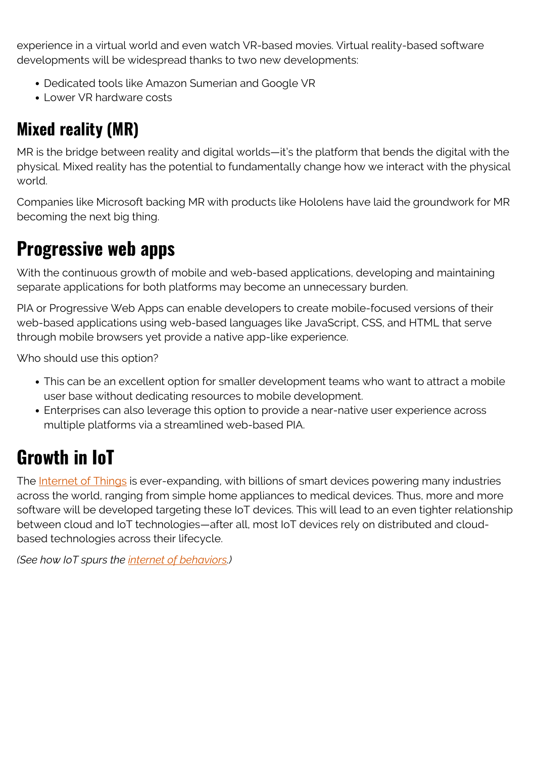experience in a virtual world and even watch VR-based movies. Virtual reality-based software developments will be widespread thanks to two new developments:

- Dedicated tools like Amazon Sumerian and Google VR
- Lower VR hardware costs

### Mixed reality (MR)

MR is the bridge between reality and digital worlds—it's the platform that bends the digital with the physical. Mixed reality has the potential to fundamentally change how we interact with the physical world.

Companies like Microsoft backing MR with products like Hololens have laid the groundwork for MR becoming the next big thing.

## Progressive web apps

With the continuous growth of mobile and web-based applications, developing and maintaining separate applications for both platforms may become an unnecessary burden.

PIA or Progressive Web Apps can enable developers to create mobile-focused versions of their web-based applications using web-based languages like JavaScript, CSS, and HTML that serve through mobile browsers yet provide a native app-like experience.

Who should use this option?

- This can be an excellent option for smaller development teams who want to attract a mobile user base without dedicating resources to mobile development.
- Enterprises can also leverage this option to provide a near-native user experience across multiple platforms via a streamlined web-based PIA.

## Growth in IoT

The [Internet of Things]() is ever-expanding, with billions of smart devices powering many industries across the world, ranging from simple home appliances to medical devices. Thus, more and more software will be developed targeting these IoT devices. This will lead to an even tighter relationship between cloud and IoT technologies—after all, most IoT devices rely on distributed and cloud-based technologies across their lifecycle.

*(See how IoT spurs the [internet of behaviors]().)*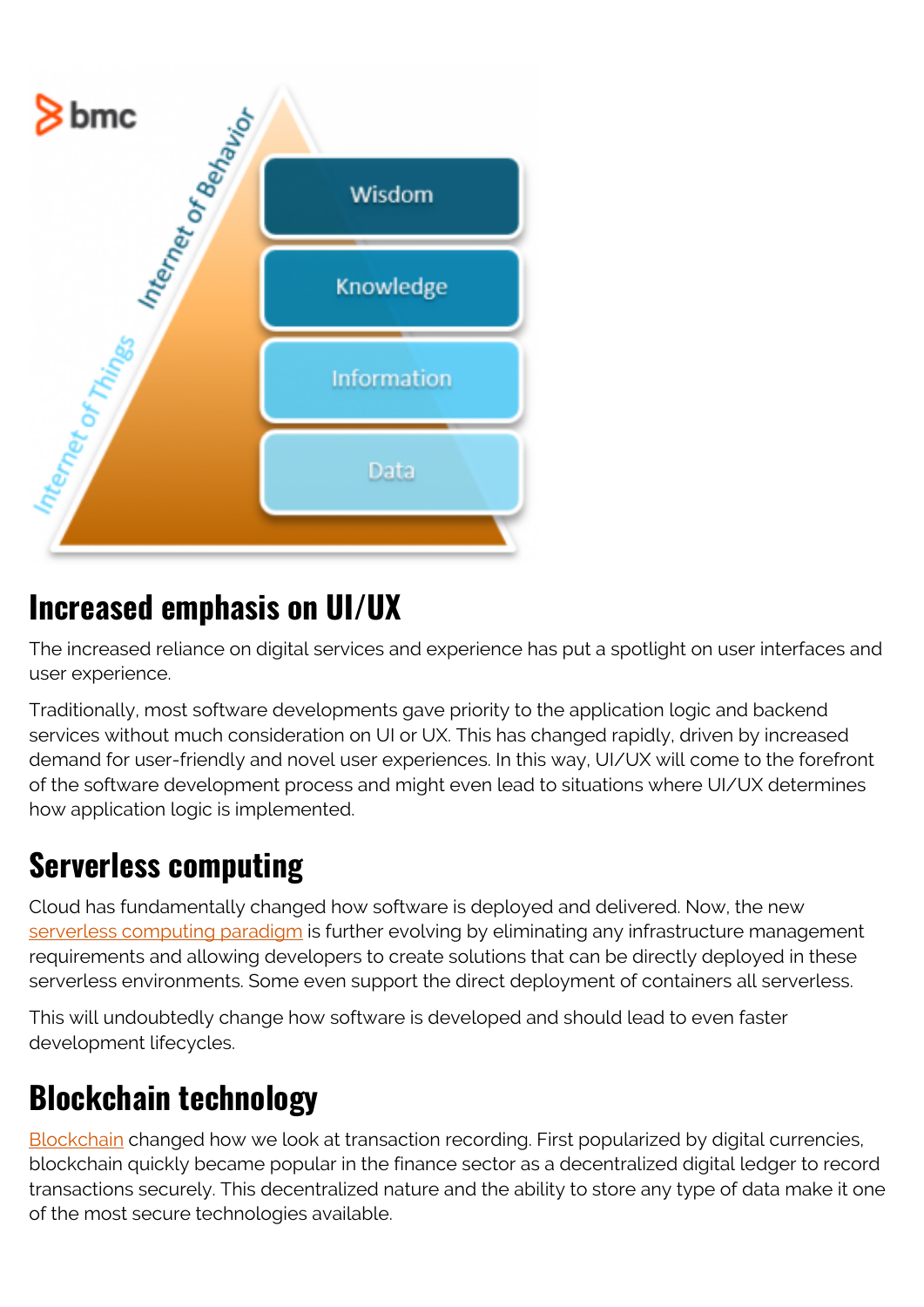## Increased emphasis on UI/UX

The increased reliance on digital services and experience has put a spotlight on user interfaces and user experience.

Traditionally, most software developments gave priority to the application logic and backend services without much consideration on UI or UX. This has changed rapidly, driven by increased demand for user-friendly and novel user experiences. In this way, UI/UX will come to the forefront of the software development process and might even lead to situations where UI/UX determines how application logic is implemented.

## Serverless computing

Cloud has fundamentally changed how software is deployed and delivered. Now, the new serverless computing paradigm is further evolving by eliminating any infrastructure management requirements and allowing developers to create solutions that can be directly deployed in these serverless environments. Some even support the direct deployment of containers all serverless.

This will undoubtedly change how software is developed and should lead to even faster development lifecycles.

## Blockchain technology

Blockchain changed how we look at transaction recording. First popularized by digital currencies, blockchain quickly became popular in the finance sector as a decentralized digital ledger to record transactions securely. This decentralized nature and the ability to store any type of data make it one of the most secure technologies available.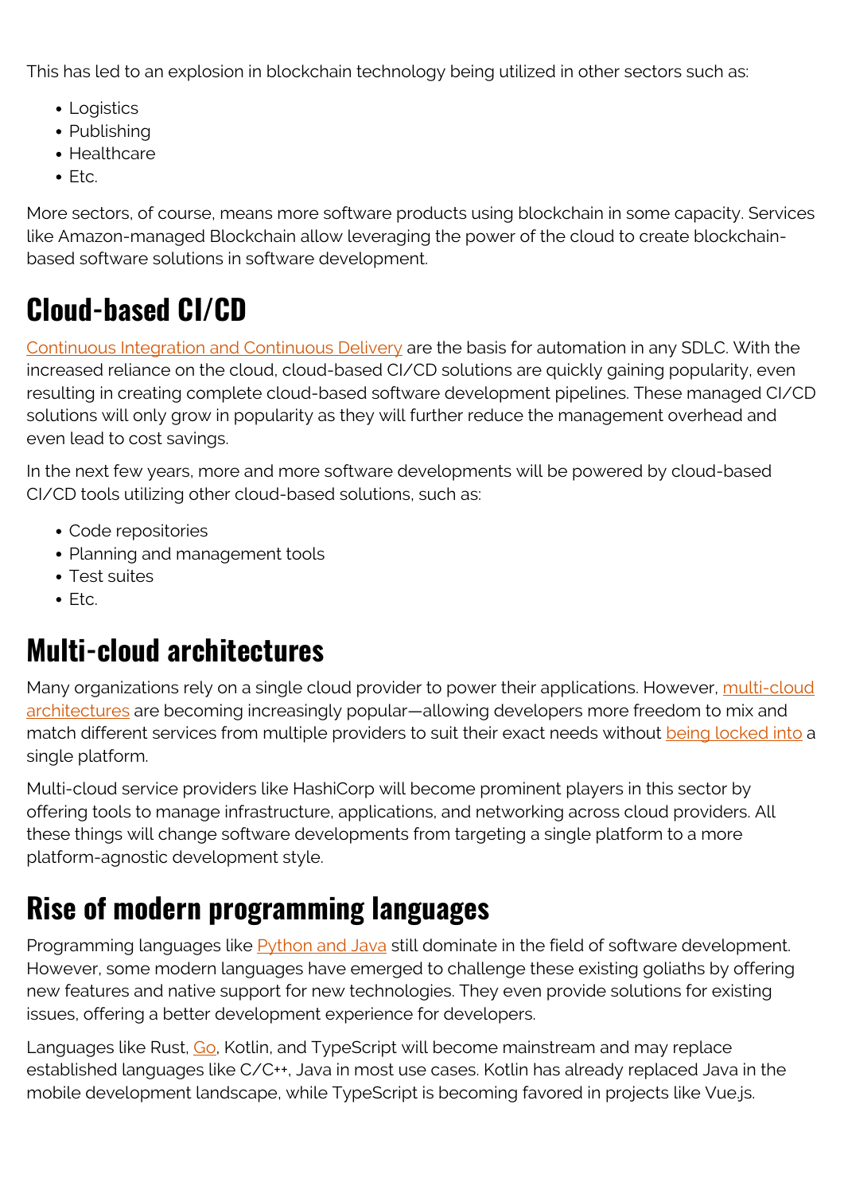This has led to an explosion in blockchain technology being utilized in other sectors such as:

- Logistics
- Publishing
- Healthcare
- Etc.

More sectors, of course, means more software products using blockchain in some capacity. Services like Amazon-managed Blockchain allow leveraging the power of the cloud to create blockchain-based software solutions in software development.

## Cloud-based CI/CD

Continuous Integration and Continuous Delivery are the basis for automation in any SDLC. With the increased reliance on the cloud, cloud-based CI/CD solutions are quickly gaining popularity, even resulting in creating complete cloud-based software development pipelines. These managed CI/CD solutions will only grow in popularity as they will further reduce the management overhead and even lead to cost savings.

In the next few years, more and more software developments will be powered by cloud-based CI/CD tools utilizing other cloud-based solutions, such as:

- Code repositories
- Planning and management tools
- Test suites
- Etc.

## Multi-cloud architectures

Many organizations rely on a single cloud provider to power their applications. However, multi-cloud architectures are becoming increasingly popular—allowing developers more freedom to mix and match different services from multiple providers to suit their exact needs without being locked into a single platform.

Multi-cloud service providers like HashiCorp will become prominent players in this sector by offering tools to manage infrastructure, applications, and networking across cloud providers. All these things will change software developments from targeting a single platform to a more platform-agnostic development style.

## Rise of modern programming languages

Programming languages like Python and Java still dominate in the field of software development. However, some modern languages have emerged to challenge these existing goliaths by offering new features and native support for new technologies. They even provide solutions for existing issues, offering a better development experience for developers.

Languages like Rust, Go, Kotlin, and TypeScript will become mainstream and may replace established languages like C/C++, Java in most use cases. Kotlin has already replaced Java in the mobile development landscape, while TypeScript is becoming favored in projects like Vue.js.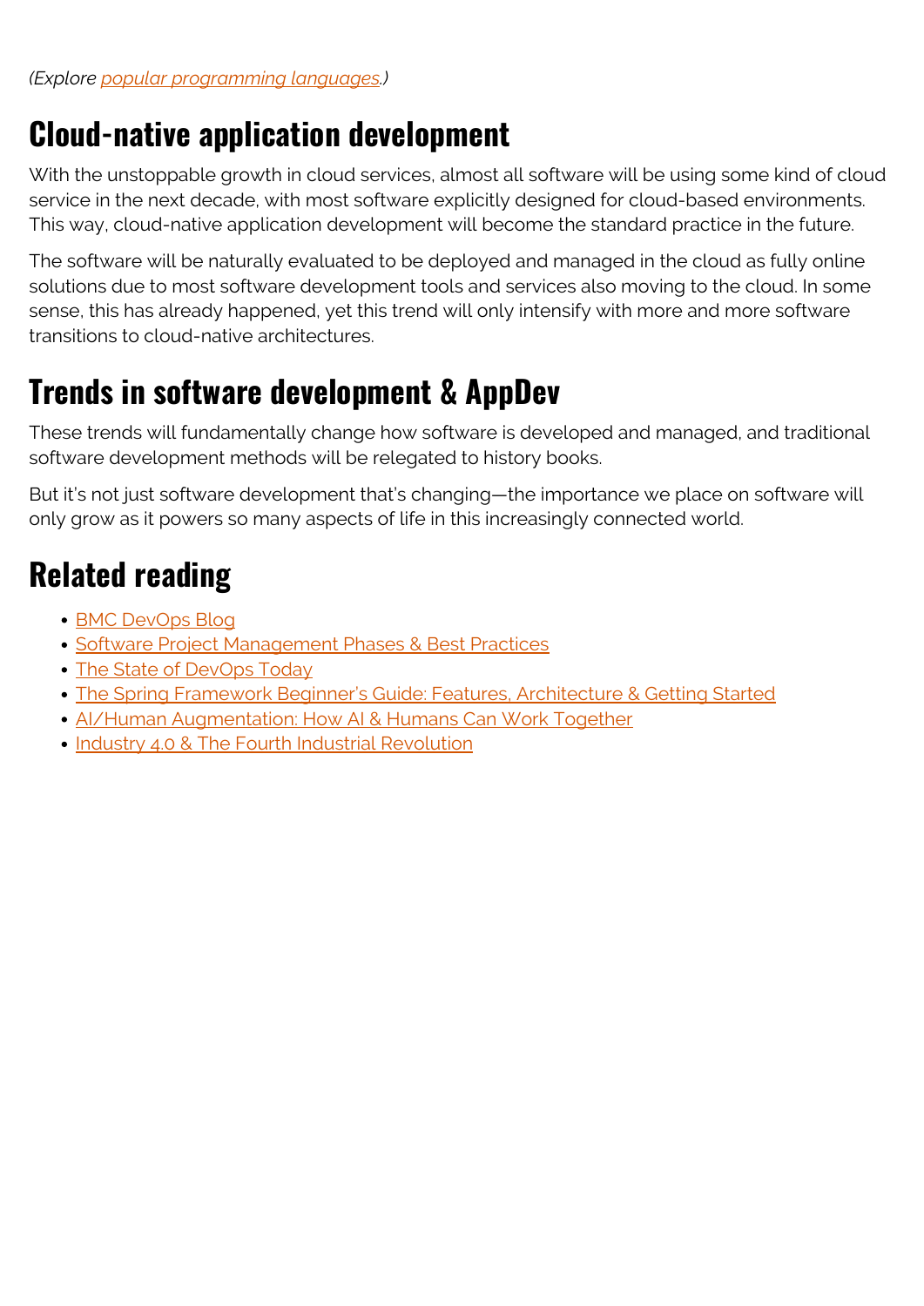*(Explore popular programming languages.)*

## Cloud-native application development

With the unstoppable growth in cloud services, almost all software will be using some kind of cloud service in the next decade, with most software explicitly designed for cloud-based environments. This way, cloud-native application development will become the standard practice in the future.

The software will be naturally evaluated to be deployed and managed in the cloud as fully online solutions due to most software development tools and services also moving to the cloud. In some sense, this has already happened, yet this trend will only intensify with more and more software transitions to cloud-native architectures.

## Trends in software development & AppDev

These trends will fundamentally change how software is developed and managed, and traditional software development methods will be relegated to history books.

But it's not just software development that's changing—the importance we place on software will only grow as it powers so many aspects of life in this increasingly connected world.

## Related reading

- BMC DevOps Blog
- Software Project Management Phases & Best Practices
- The State of DevOps Today
- The Spring Framework Beginner's Guide: Features, Architecture & Getting Started
- AI/Human Augmentation: How AI & Humans Can Work Together
- Industry 4.0 & The Fourth Industrial Revolution